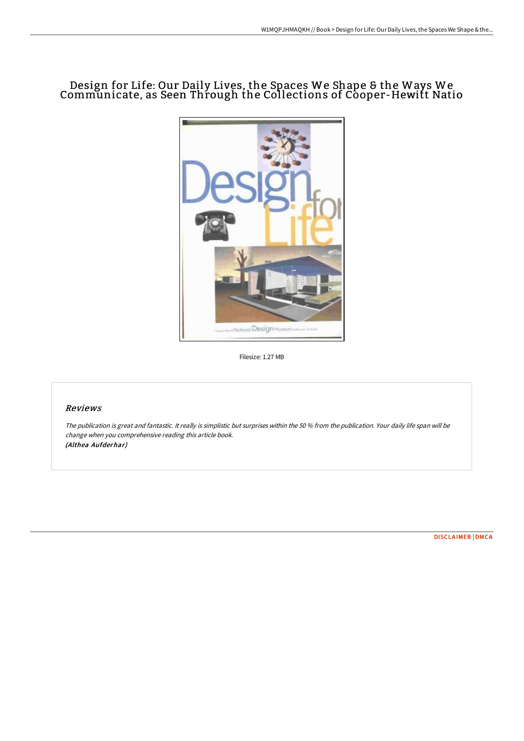# Design for Life: Our Daily Lives, the Spaces We Shape & the Ways We Communicate, as Seen Through the Collections of Cooper-Hewitt Natio

Filesize: 1.27 MB

## *Reviews*

*The publication is great and fantastic. It really is simplistic but surprises within the 50 % from the publication. Your daily life span will be change when you comprehensive reading this article book.*
*(Althea Aufderhar)*

DISCLAIMER | DMCA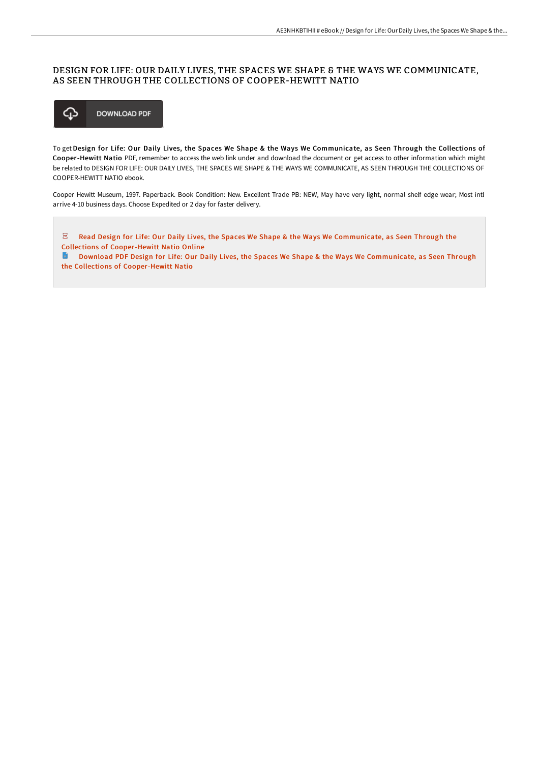# DESIGN FOR LIFE: OUR DAILY LIVES, THE SPACES WE SHAPE & THE WAYS WE COMMUNICATE, AS SEEN THROUGH THE COLLECTIONS OF COOPER-HEWITT NATIO

DOWNLOAD PDF

To get **Design for Life: Our Daily Lives, the Spaces We Shape & the Ways We Communicate, as Seen Through the Collections of Cooper-Hewitt Natio** PDF, remember to access the web link under and download the document or get access to other information which might be related to DESIGN FOR LIFE: OUR DAILY LIVES, THE SPACES WE SHAPE & THE WAYS WE COMMUNICATE, AS SEEN THROUGH THE COLLECTIONS OF COOPER-HEWITT NATIO ebook.

Cooper Hewitt Museum, 1997. Paperback. Book Condition: New. Excellent Trade PB: NEW, May have very light, normal shelf edge wear; Most intl arrive 4-10 business days. Choose Expedited or 2 day for faster delivery.

Read Design for Life: Our Daily Lives, the Spaces We Shape & the Ways We Communicate, as Seen Through the Collections of Cooper-Hewitt Natio Online

Download PDF Design for Life: Our Daily Lives, the Spaces We Shape & the Ways We Communicate, as Seen Through the Collections of Cooper-Hewitt Natio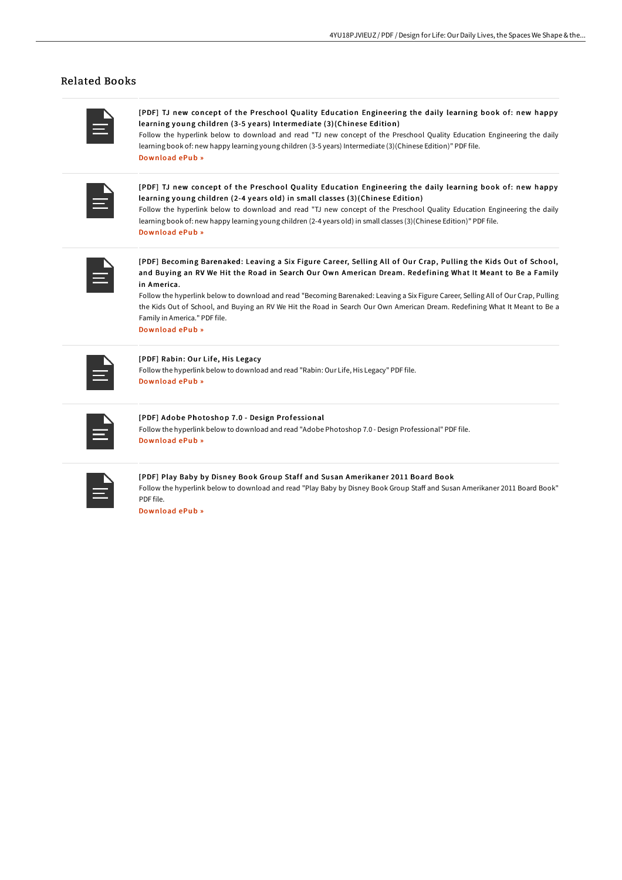## Related Books

[PDF] TJ new concept of the Preschool Quality Education Engineering the daily learning book of: new happy learning young children (3-5 years) Intermediate (3)(Chinese Edition)

Follow the hyperlink below to download and read "TJ new concept of the Preschool Quality Education Engineering the daily learning book of: new happy learning young children (3-5 years) Intermediate (3)(Chinese Edition)" PDF file.

Download ePub »

[PDF] TJ new concept of the Preschool Quality Education Engineering the daily learning book of: new happy learning young children (2-4 years old) in small classes (3)(Chinese Edition)

Follow the hyperlink below to download and read "TJ new concept of the Preschool Quality Education Engineering the daily learning book of: new happy learning young children (2-4 years old) in small classes (3)(Chinese Edition)" PDF file.

Download ePub »

[PDF] Becoming Barenaked: Leaving a Six Figure Career, Selling All of Our Crap, Pulling the Kids Out of School, and Buying an RV We Hit the Road in Search Our Own American Dream. Redefining What It Meant to Be a Family in America.

Follow the hyperlink below to download and read "Becoming Barenaked: Leaving a Six Figure Career, Selling All of Our Crap, Pulling the Kids Out of School, and Buying an RV We Hit the Road in Search Our Own American Dream. Redefining What It Meant to Be a Family in America." PDF file.

Download ePub »

[PDF] Rabin: Our Life, His Legacy

Follow the hyperlink below to download and read "Rabin: Our Life, His Legacy" PDF file.

Download ePub »

[PDF] Adobe Photoshop 7.0 - Design Professional

Follow the hyperlink below to download and read "Adobe Photoshop 7.0 - Design Professional" PDF file.

Download ePub »

[PDF] Play Baby by Disney Book Group Staff and Susan Amerikaner 2011 Board Book

Follow the hyperlink below to download and read "Play Baby by Disney Book Group Staff and Susan Amerikaner 2011 Board Book" PDF file.

Download ePub »